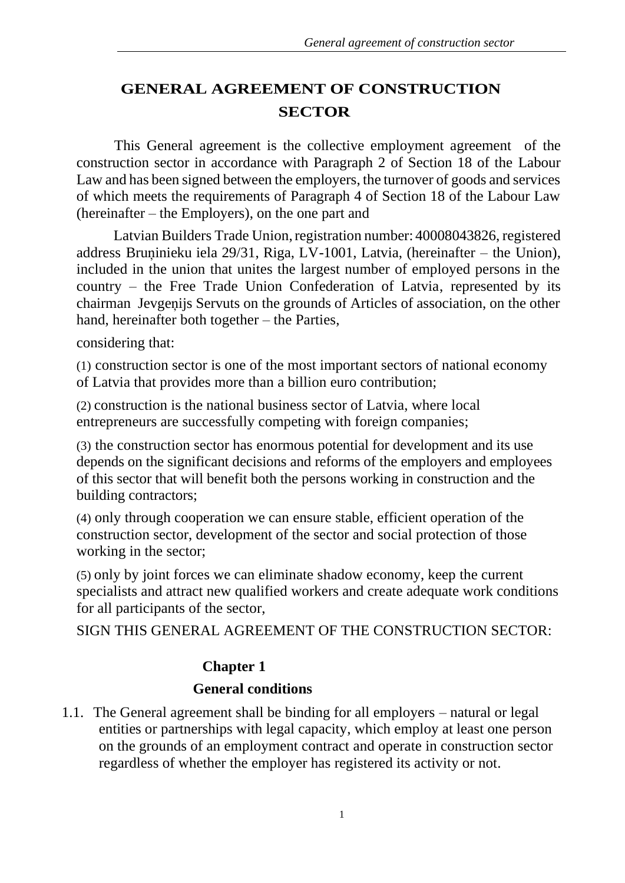# GENERAL AGREEMENT OF CONSTRUCTION SECTOR

This General agreement is the collective employment agreement of the construction sector in accordance with Paragraph 2 of Section 18 of the Labour Law and has been signed between the employers, the turnover of goods and services of which meets the requirements of Paragraph 4 of Section 18 of the Labour Law (hereinafter – the Employers), on the one part and

Latvian Builders Trade Union, registration number: 40008043826, registered address Bruņinieku iela 29/31, Riga, LV-1001, Latvia, (hereinafter – the Union), included in the union that unites the largest number of employed persons in the country – the Free Trade Union Confederation of Latvia, represented by its chairman Jevgeņijs Servuts on the grounds of Articles of association, on the other hand, hereinafter both together – the Parties,

considering that:

(1) construction sector is one of the most important sectors of national economy of Latvia that provides more than a billion euro contribution;

(2) construction is the national business sector of Latvia, where local entrepreneurs are successfully competing with foreign companies;

(3) the construction sector has enormous potential for development and its use depends on the significant decisions and reforms of the employers and employees of this sector that will benefit both the persons working in construction and the building contractors;

(4) only through cooperation we can ensure stable, efficient operation of the construction sector, development of the sector and social protection of those working in the sector;

(5) only by joint forces we can eliminate shadow economy, keep the current specialists and attract new qualified workers and create adequate work conditions for all participants of the sector,

SIGN THIS GENERAL AGREEMENT OF THE CONSTRUCTION SECTOR:

## Chapter 1

## General conditions

1.1. The General agreement shall be binding for all employers – natural or legal entities or partnerships with legal capacity, which employ at least one person on the grounds of an employment contract and operate in construction sector regardless of whether the employer has registered its activity or not.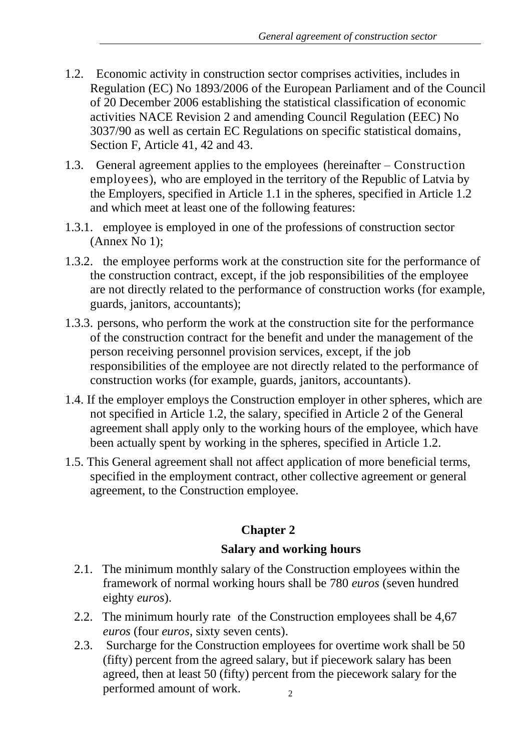1.2. Economic activity in construction sector comprises activities, includes in Regulation (EC) No 1893/2006 of the European Parliament and of the Council of 20 December 2006 establishing the statistical classification of economic activities NACE Revision 2 and amending Council Regulation (EEC) No 3037/90 as well as certain EC Regulations on specific statistical domains, Section F, Article 41, 42 and 43.

1.3. General agreement applies to the employees (hereinafter – Construction employees), who are employed in the territory of the Republic of Latvia by the Employers, specified in Article 1.1 in the spheres, specified in Article 1.2 and which meet at least one of the following features:

1.3.1. employee is employed in one of the professions of construction sector (Annex No 1);

1.3.2. the employee performs work at the construction site for the performance of the construction contract, except, if the job responsibilities of the employee are not directly related to the performance of construction works (for example, guards, janitors, accountants);

1.3.3. persons, who perform the work at the construction site for the performance of the construction contract for the benefit and under the management of the person receiving personnel provision services, except, if the job responsibilities of the employee are not directly related to the performance of construction works (for example, guards, janitors, accountants).

1.4. If the employer employs the Construction employer in other spheres, which are not specified in Article 1.2, the salary, specified in Article 2 of the General agreement shall apply only to the working hours of the employee, which have been actually spent by working in the spheres, specified in Article 1.2.

1.5. This General agreement shall not affect application of more beneficial terms, specified in the employment contract, other collective agreement or general agreement, to the Construction employee.

## Chapter 2

## Salary and working hours

2.1. The minimum monthly salary of the Construction employees within the framework of normal working hours shall be 780 *euros* (seven hundred eighty *euros*).

2.2. The minimum hourly rate of the Construction employees shall be 4,67 *euros* (four *euros*, sixty seven cents).

2.3. Surcharge for the Construction employees for overtime work shall be 50 (fifty) percent from the agreed salary, but if piecework salary has been agreed, then at least 50 (fifty) percent from the piecework salary for the performed amount of work.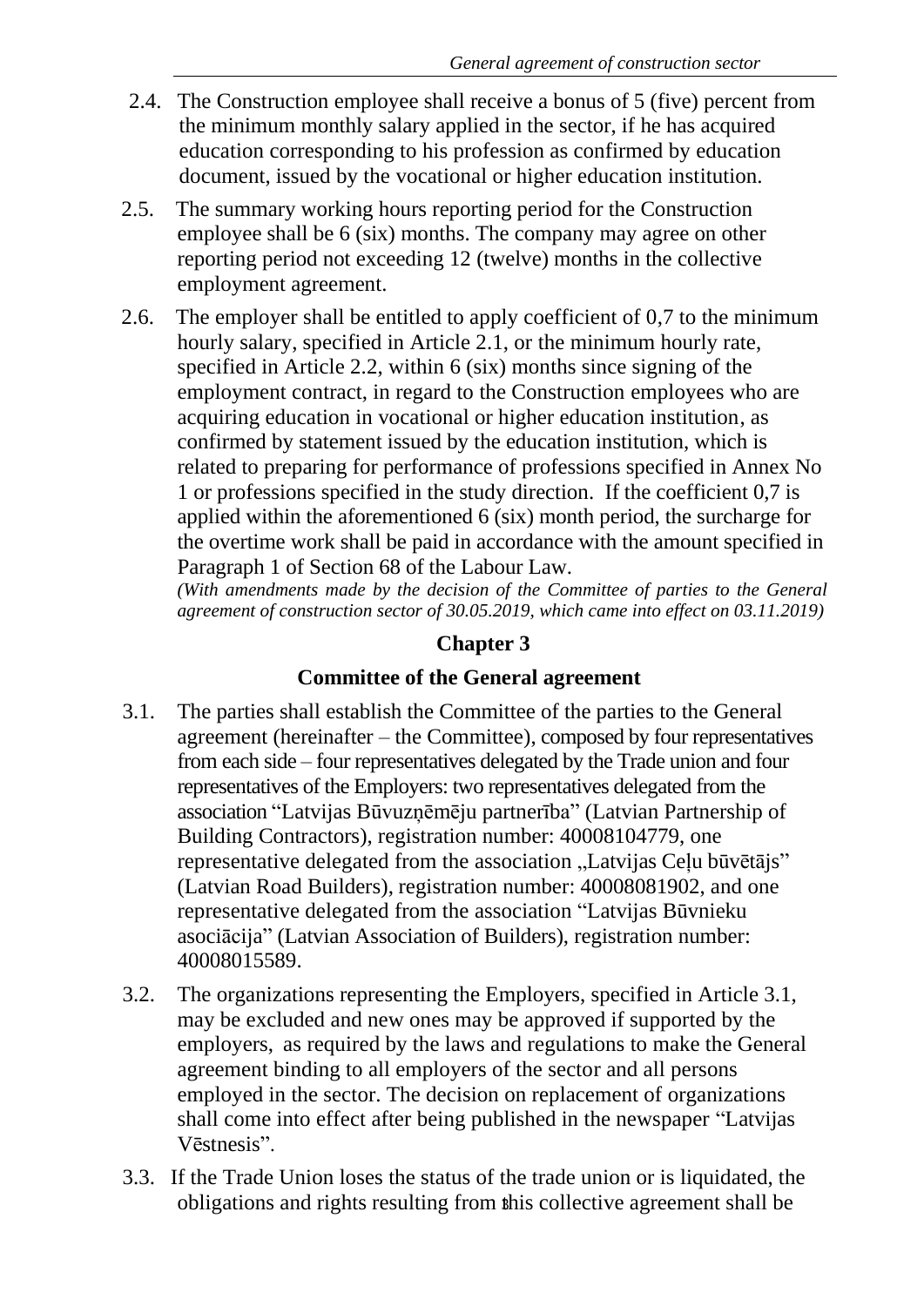2.4. The Construction employee shall receive a bonus of 5 (five) percent from the minimum monthly salary applied in the sector, if he has acquired education corresponding to his profession as confirmed by education document, issued by the vocational or higher education institution.

2.5. The summary working hours reporting period for the Construction employee shall be 6 (six) months. The company may agree on other reporting period not exceeding 12 (twelve) months in the collective employment agreement.

2.6. The employer shall be entitled to apply coefficient of 0,7 to the minimum hourly salary, specified in Article 2.1, or the minimum hourly rate, specified in Article 2.2, within 6 (six) months since signing of the employment contract, in regard to the Construction employees who are acquiring education in vocational or higher education institution, as confirmed by statement issued by the education institution, which is related to preparing for performance of professions specified in Annex No 1 or professions specified in the study direction. If the coefficient 0,7 is applied within the aforementioned 6 (six) month period, the surcharge for the overtime work shall be paid in accordance with the amount specified in Paragraph 1 of Section 68 of the Labour Law.
*(With amendments made by the decision of the Committee of parties to the General agreement of construction sector of 30.05.2019, which came into effect on 03.11.2019)*

## Chapter 3

## Committee of the General agreement

3.1. The parties shall establish the Committee of the parties to the General agreement (hereinafter – the Committee), composed by four representatives from each side – four representatives delegated by the Trade union and four representatives of the Employers: two representatives delegated from the association "Latvijas Būvuzņēmēju partnerība" (Latvian Partnership of Building Contractors), registration number: 40008104779, one representative delegated from the association „Latvijas Ceļu būvētājs" (Latvian Road Builders), registration number: 40008081902, and one representative delegated from the association "Latvijas Būvnieku asociācija" (Latvian Association of Builders), registration number: 40008015589.

3.2. The organizations representing the Employers, specified in Article 3.1, may be excluded and new ones may be approved if supported by the employers, as required by the laws and regulations to make the General agreement binding to all employers of the sector and all persons employed in the sector. The decision on replacement of organizations shall come into effect after being published in the newspaper "Latvijas Vēstnesis".

3.3. If the Trade Union loses the status of the trade union or is liquidated, the obligations and rights resulting from this collective agreement shall be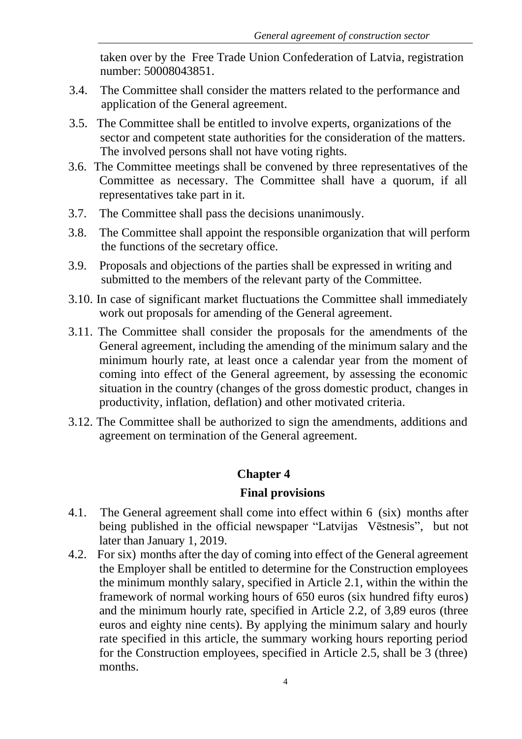taken over by the Free Trade Union Confederation of Latvia, registration number: 50008043851.

3.4. The Committee shall consider the matters related to the performance and application of the General agreement.

3.5. The Committee shall be entitled to involve experts, organizations of the sector and competent state authorities for the consideration of the matters. The involved persons shall not have voting rights.

3.6. The Committee meetings shall be convened by three representatives of the Committee as necessary. The Committee shall have a quorum, if all representatives take part in it.

3.7. The Committee shall pass the decisions unanimously.

3.8. The Committee shall appoint the responsible organization that will perform the functions of the secretary office.

3.9. Proposals and objections of the parties shall be expressed in writing and submitted to the members of the relevant party of the Committee.

3.10. In case of significant market fluctuations the Committee shall immediately work out proposals for amending of the General agreement.

3.11. The Committee shall consider the proposals for the amendments of the General agreement, including the amending of the minimum salary and the minimum hourly rate, at least once a calendar year from the moment of coming into effect of the General agreement, by assessing the economic situation in the country (changes of the gross domestic product, changes in productivity, inflation, deflation) and other motivated criteria.

3.12. The Committee shall be authorized to sign the amendments, additions and agreement on termination of the General agreement.

## Chapter 4

## Final provisions

4.1. The General agreement shall come into effect within 6 (six) months after being published in the official newspaper "Latvijas Vēstnesis", but not later than January 1, 2019.

4.2. For six) months after the day of coming into effect of the General agreement the Employer shall be entitled to determine for the Construction employees the minimum monthly salary, specified in Article 2.1, within the within the framework of normal working hours of 650 euros (six hundred fifty euros) and the minimum hourly rate, specified in Article 2.2, of 3,89 euros (three euros and eighty nine cents). By applying the minimum salary and hourly rate specified in this article, the summary working hours reporting period for the Construction employees, specified in Article 2.5, shall be 3 (three) months.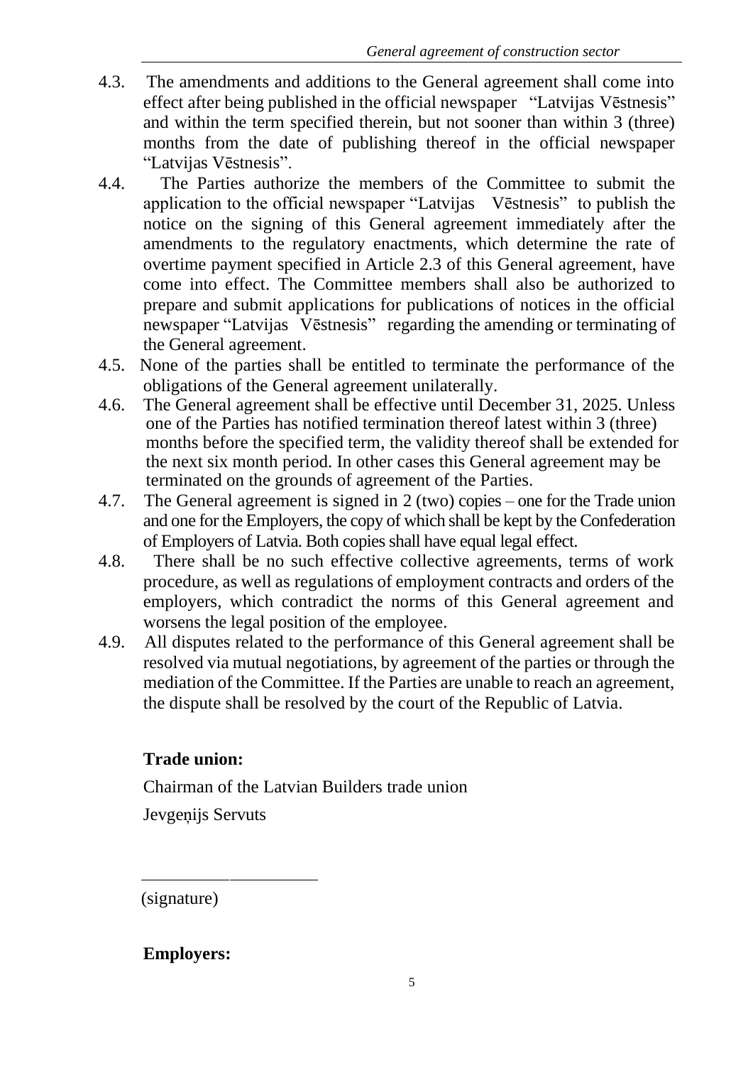4.3. The amendments and additions to the General agreement shall come into effect after being published in the official newspaper "Latvijas Vēstnesis" and within the term specified therein, but not sooner than within 3 (three) months from the date of publishing thereof in the official newspaper "Latvijas Vēstnesis".

4.4. The Parties authorize the members of the Committee to submit the application to the official newspaper "Latvijas Vēstnesis" to publish the notice on the signing of this General agreement immediately after the amendments to the regulatory enactments, which determine the rate of overtime payment specified in Article 2.3 of this General agreement, have come into effect. The Committee members shall also be authorized to prepare and submit applications for publications of notices in the official newspaper "Latvijas Vēstnesis" regarding the amending or terminating of the General agreement.

4.5. None of the parties shall be entitled to terminate the performance of the obligations of the General agreement unilaterally.

4.6. The General agreement shall be effective until December 31, 2025. Unless one of the Parties has notified termination thereof latest within 3 (three) months before the specified term, the validity thereof shall be extended for the next six month period. In other cases this General agreement may be terminated on the grounds of agreement of the Parties.

4.7. The General agreement is signed in 2 (two) copies – one for the Trade union and one for the Employers, the copy of which shall be kept by the Confederation of Employers of Latvia. Both copies shall have equal legal effect.

4.8. There shall be no such effective collective agreements, terms of work procedure, as well as regulations of employment contracts and orders of the employers, which contradict the norms of this General agreement and worsens the legal position of the employee.

4.9. All disputes related to the performance of this General agreement shall be resolved via mutual negotiations, by agreement of the parties or through the mediation of the Committee. If the Parties are unable to reach an agreement, the dispute shall be resolved by the court of the Republic of Latvia.

**Trade union:**

Chairman of the Latvian Builders trade union

Jevgeņijs Servuts

______________________

(signature)

**Employers:**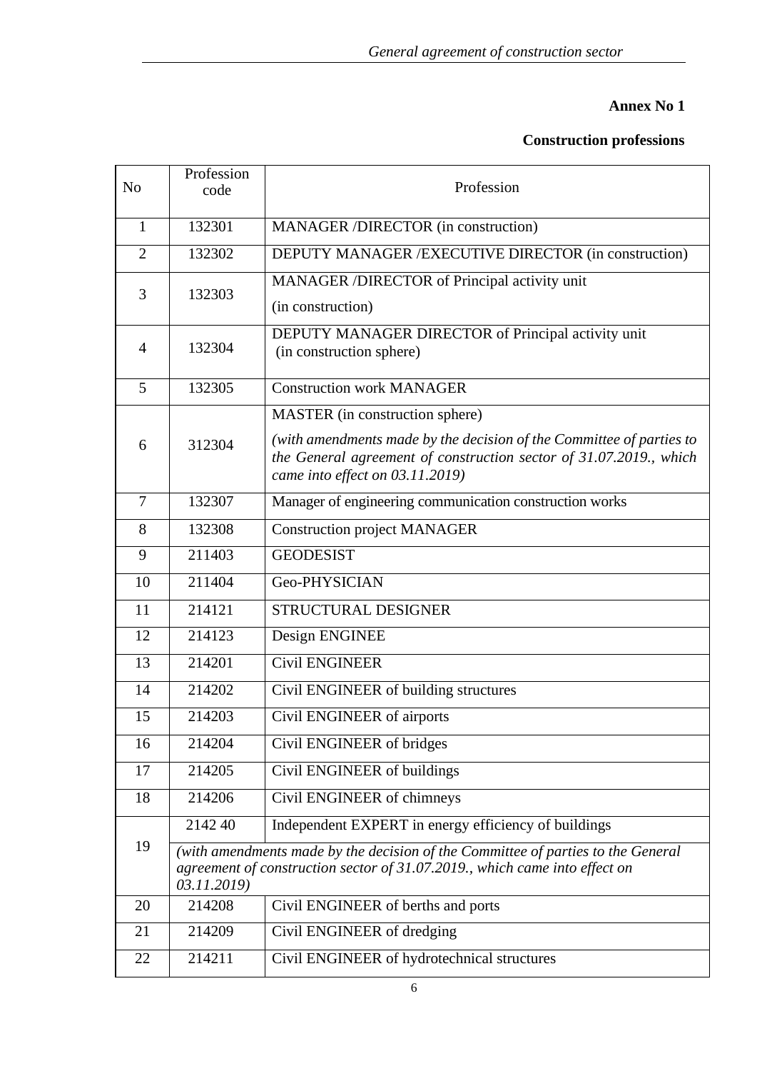**Annex No 1**

**Construction professions**

| No | Profession code | Profession |
|---|---|---|
| 1 | 132301 | MANAGER /DIRECTOR (in construction) |
| 2 | 132302 | DEPUTY MANAGER /EXECUTIVE DIRECTOR (in construction) |
| 3 | 132303 | MANAGER /DIRECTOR of Principal activity unit (in construction) |
| 4 | 132304 | DEPUTY MANAGER DIRECTOR of Principal activity unit (in construction sphere) |
| 5 | 132305 | Construction work MANAGER |
| 6 | 312304 | MASTER (in construction sphere) *(with amendments made by the decision of the Committee of parties to the General agreement of construction sector of 31.07.2019., which came into effect on 03.11.2019)* |
| 7 | 132307 | Manager of engineering communication construction works |
| 8 | 132308 | Construction project MANAGER |
| 9 | 211403 | GEODESIST |
| 10 | 211404 | Geo-PHYSICIAN |
| 11 | 214121 | STRUCTURAL DESIGNER |
| 12 | 214123 | Design ENGINEE |
| 13 | 214201 | Civil ENGINEER |
| 14 | 214202 | Civil ENGINEER of building structures |
| 15 | 214203 | Civil ENGINEER of airports |
| 16 | 214204 | Civil ENGINEER of bridges |
| 17 | 214205 | Civil ENGINEER of buildings |
| 18 | 214206 | Civil ENGINEER of chimneys |
| 19 | 2142 40 | Independent EXPERT in energy efficiency of buildings |
| | *(with amendments made by the decision of the Committee of parties to the General agreement of construction sector of 31.07.2019., which came into effect on 03.11.2019)* | |
| 20 | 214208 | Civil ENGINEER of berths and ports |
| 21 | 214209 | Civil ENGINEER of dredging |
| 22 | 214211 | Civil ENGINEER of hydrotechnical structures |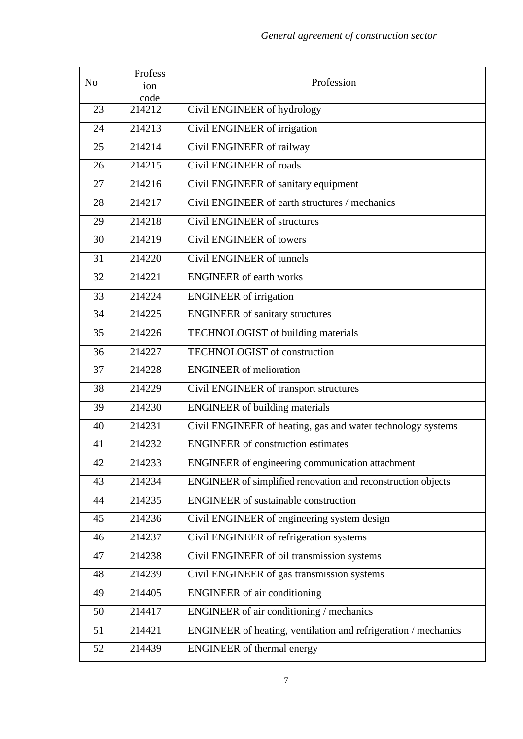| No | Profession code | Profession |
|---|---|---|
| 23 | 214212 | Civil ENGINEER of hydrology |
| 24 | 214213 | Civil ENGINEER of irrigation |
| 25 | 214214 | Civil ENGINEER of railway |
| 26 | 214215 | Civil ENGINEER of roads |
| 27 | 214216 | Civil ENGINEER of sanitary equipment |
| 28 | 214217 | Civil ENGINEER of earth structures / mechanics |
| 29 | 214218 | Civil ENGINEER of structures |
| 30 | 214219 | Civil ENGINEER of towers |
| 31 | 214220 | Civil ENGINEER of tunnels |
| 32 | 214221 | ENGINEER of earth works |
| 33 | 214224 | ENGINEER of irrigation |
| 34 | 214225 | ENGINEER of sanitary structures |
| 35 | 214226 | TECHNOLOGIST of building materials |
| 36 | 214227 | TECHNOLOGIST of construction |
| 37 | 214228 | ENGINEER of melioration |
| 38 | 214229 | Civil ENGINEER of transport structures |
| 39 | 214230 | ENGINEER of building materials |
| 40 | 214231 | Civil ENGINEER of heating, gas and water technology systems |
| 41 | 214232 | ENGINEER of construction estimates |
| 42 | 214233 | ENGINEER of engineering communication attachment |
| 43 | 214234 | ENGINEER of simplified renovation and reconstruction objects |
| 44 | 214235 | ENGINEER of sustainable construction |
| 45 | 214236 | Civil ENGINEER of engineering system design |
| 46 | 214237 | Civil ENGINEER of refrigeration systems |
| 47 | 214238 | Civil ENGINEER of oil transmission systems |
| 48 | 214239 | Civil ENGINEER of gas transmission systems |
| 49 | 214405 | ENGINEER of air conditioning |
| 50 | 214417 | ENGINEER of air conditioning / mechanics |
| 51 | 214421 | ENGINEER of heating, ventilation and refrigeration / mechanics |
| 52 | 214439 | ENGINEER of thermal energy |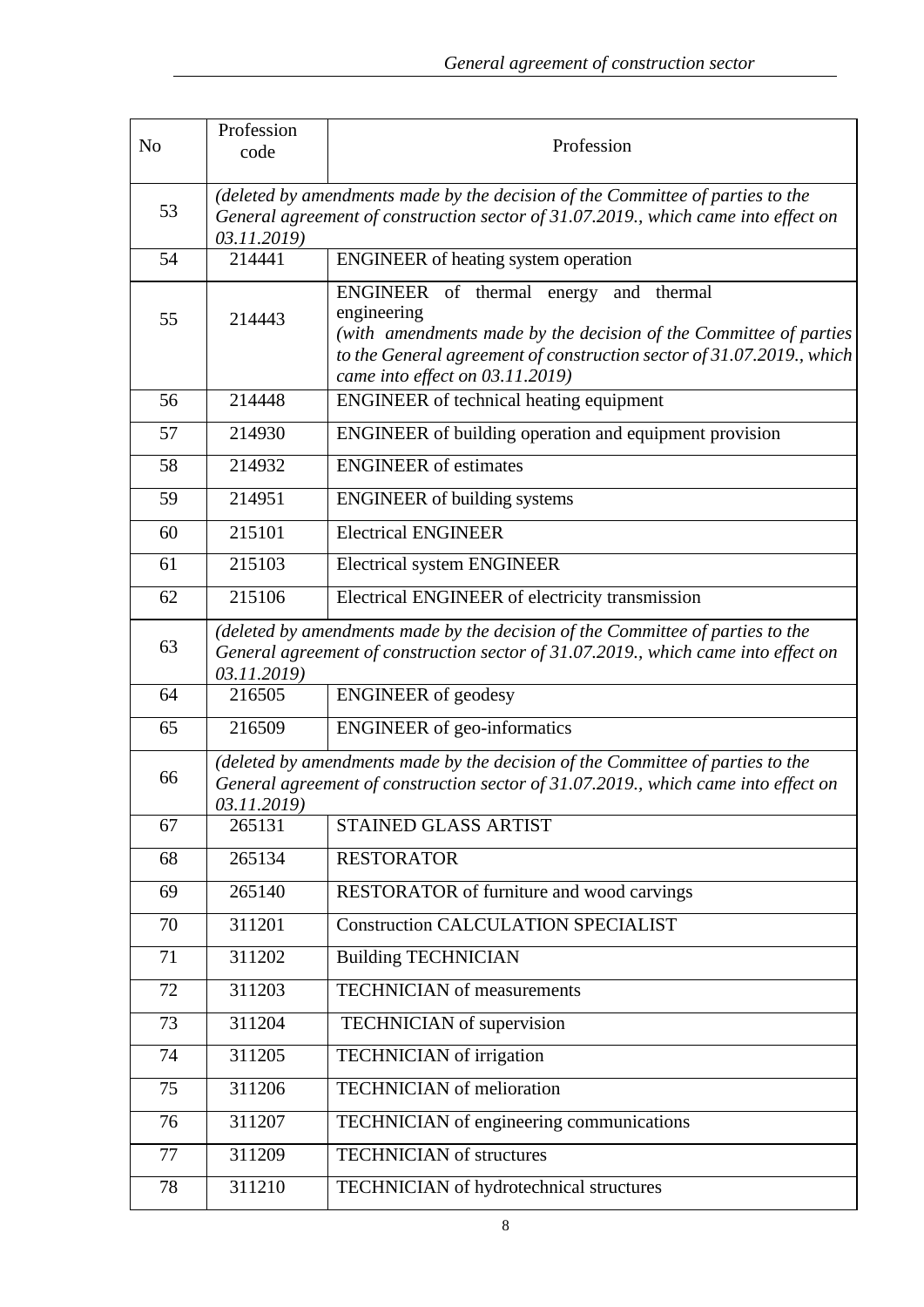| No | Profession code | Profession |
|---|---|---|
| 53 | *(deleted by amendments made by the decision of the Committee of parties to the General agreement of construction sector of 31.07.2019., which came into effect on 03.11.2019)* | |
| 54 | 214441 | ENGINEER of heating system operation |
| 55 | 214443 | ENGINEER of thermal energy and thermal engineering *(with amendments made by the decision of the Committee of parties to the General agreement of construction sector of 31.07.2019., which came into effect on 03.11.2019)* |
| 56 | 214448 | ENGINEER of technical heating equipment |
| 57 | 214930 | ENGINEER of building operation and equipment provision |
| 58 | 214932 | ENGINEER of estimates |
| 59 | 214951 | ENGINEER of building systems |
| 60 | 215101 | Electrical ENGINEER |
| 61 | 215103 | Electrical system ENGINEER |
| 62 | 215106 | Electrical ENGINEER of electricity transmission |
| 63 | *(deleted by amendments made by the decision of the Committee of parties to the General agreement of construction sector of 31.07.2019., which came into effect on 03.11.2019)* | |
| 64 | 216505 | ENGINEER of geodesy |
| 65 | 216509 | ENGINEER of geo-informatics |
| 66 | *(deleted by amendments made by the decision of the Committee of parties to the General agreement of construction sector of 31.07.2019., which came into effect on 03.11.2019)* | |
| 67 | 265131 | STAINED GLASS ARTIST |
| 68 | 265134 | RESTORATOR |
| 69 | 265140 | RESTORATOR of furniture and wood carvings |
| 70 | 311201 | Construction CALCULATION SPECIALIST |
| 71 | 311202 | Building TECHNICIAN |
| 72 | 311203 | TECHNICIAN of measurements |
| 73 | 311204 | TECHNICIAN of supervision |
| 74 | 311205 | TECHNICIAN of irrigation |
| 75 | 311206 | TECHNICIAN of melioration |
| 76 | 311207 | TECHNICIAN of engineering communications |
| 77 | 311209 | TECHNICIAN of structures |
| 78 | 311210 | TECHNICIAN of hydrotechnical structures |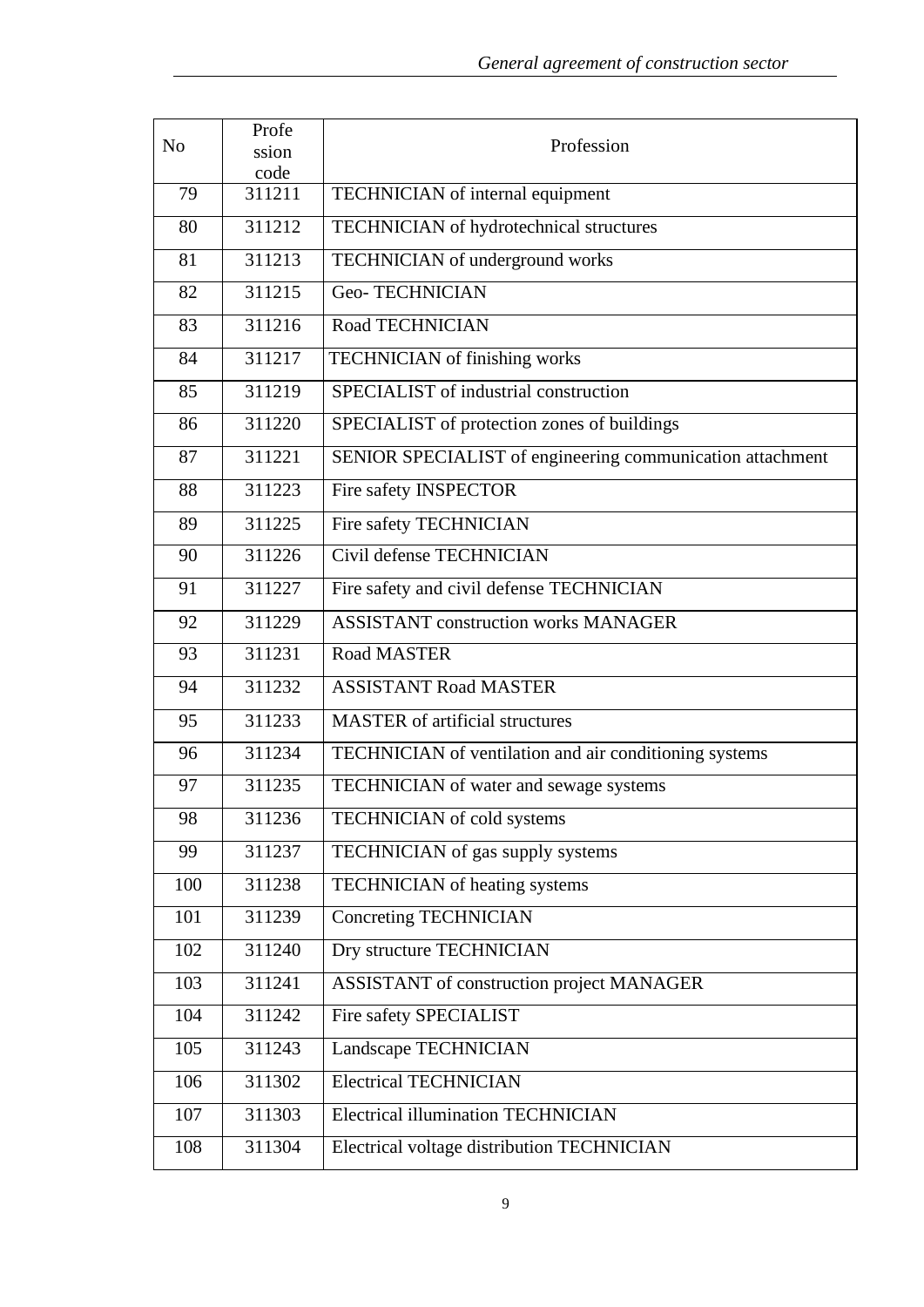| No | Profession code | Profession |
|---|---|---|
| 79 | 311211 | TECHNICIAN of internal equipment |
| 80 | 311212 | TECHNICIAN of hydrotechnical structures |
| 81 | 311213 | TECHNICIAN of underground works |
| 82 | 311215 | Geo- TECHNICIAN |
| 83 | 311216 | Road TECHNICIAN |
| 84 | 311217 | TECHNICIAN of finishing works |
| 85 | 311219 | SPECIALIST of industrial construction |
| 86 | 311220 | SPECIALIST of protection zones of buildings |
| 87 | 311221 | SENIOR SPECIALIST of engineering communication attachment |
| 88 | 311223 | Fire safety INSPECTOR |
| 89 | 311225 | Fire safety TECHNICIAN |
| 90 | 311226 | Civil defense TECHNICIAN |
| 91 | 311227 | Fire safety and civil defense TECHNICIAN |
| 92 | 311229 | ASSISTANT construction works MANAGER |
| 93 | 311231 | Road MASTER |
| 94 | 311232 | ASSISTANT Road MASTER |
| 95 | 311233 | MASTER of artificial structures |
| 96 | 311234 | TECHNICIAN of ventilation and air conditioning systems |
| 97 | 311235 | TECHNICIAN of water and sewage systems |
| 98 | 311236 | TECHNICIAN of cold systems |
| 99 | 311237 | TECHNICIAN of gas supply systems |
| 100 | 311238 | TECHNICIAN of heating systems |
| 101 | 311239 | Concreting TECHNICIAN |
| 102 | 311240 | Dry structure TECHNICIAN |
| 103 | 311241 | ASSISTANT of construction project MANAGER |
| 104 | 311242 | Fire safety SPECIALIST |
| 105 | 311243 | Landscape TECHNICIAN |
| 106 | 311302 | Electrical TECHNICIAN |
| 107 | 311303 | Electrical illumination TECHNICIAN |
| 108 | 311304 | Electrical voltage distribution TECHNICIAN |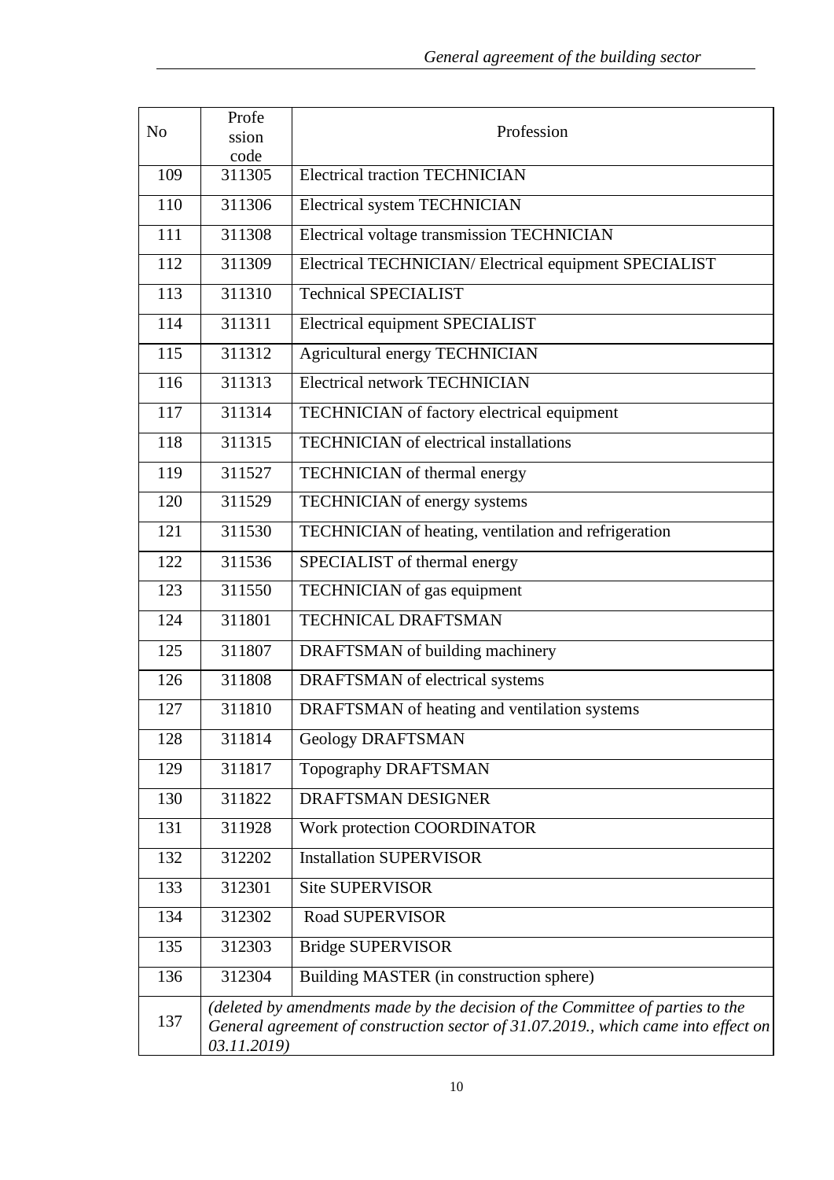| No | Profession code | Profession |
|---|---|---|
| 109 | 311305 | Electrical traction TECHNICIAN |
| 110 | 311306 | Electrical system TECHNICIAN |
| 111 | 311308 | Electrical voltage transmission TECHNICIAN |
| 112 | 311309 | Electrical TECHNICIAN/ Electrical equipment SPECIALIST |
| 113 | 311310 | Technical SPECIALIST |
| 114 | 311311 | Electrical equipment SPECIALIST |
| 115 | 311312 | Agricultural energy TECHNICIAN |
| 116 | 311313 | Electrical network TECHNICIAN |
| 117 | 311314 | TECHNICIAN of factory electrical equipment |
| 118 | 311315 | TECHNICIAN of electrical installations |
| 119 | 311527 | TECHNICIAN of thermal energy |
| 120 | 311529 | TECHNICIAN of energy systems |
| 121 | 311530 | TECHNICIAN of heating, ventilation and refrigeration |
| 122 | 311536 | SPECIALIST of thermal energy |
| 123 | 311550 | TECHNICIAN of gas equipment |
| 124 | 311801 | TECHNICAL DRAFTSMAN |
| 125 | 311807 | DRAFTSMAN of building machinery |
| 126 | 311808 | DRAFTSMAN of electrical systems |
| 127 | 311810 | DRAFTSMAN of heating and ventilation systems |
| 128 | 311814 | Geology DRAFTSMAN |
| 129 | 311817 | Topography DRAFTSMAN |
| 130 | 311822 | DRAFTSMAN DESIGNER |
| 131 | 311928 | Work protection COORDINATOR |
| 132 | 312202 | Installation SUPERVISOR |
| 133 | 312301 | Site SUPERVISOR |
| 134 | 312302 | Road SUPERVISOR |
| 135 | 312303 | Bridge SUPERVISOR |
| 136 | 312304 | Building MASTER (in construction sphere) |
| 137 | *(deleted by amendments made by the decision of the Committee of parties to the General agreement of construction sector of 31.07.2019., which came into effect on 03.11.2019)* | |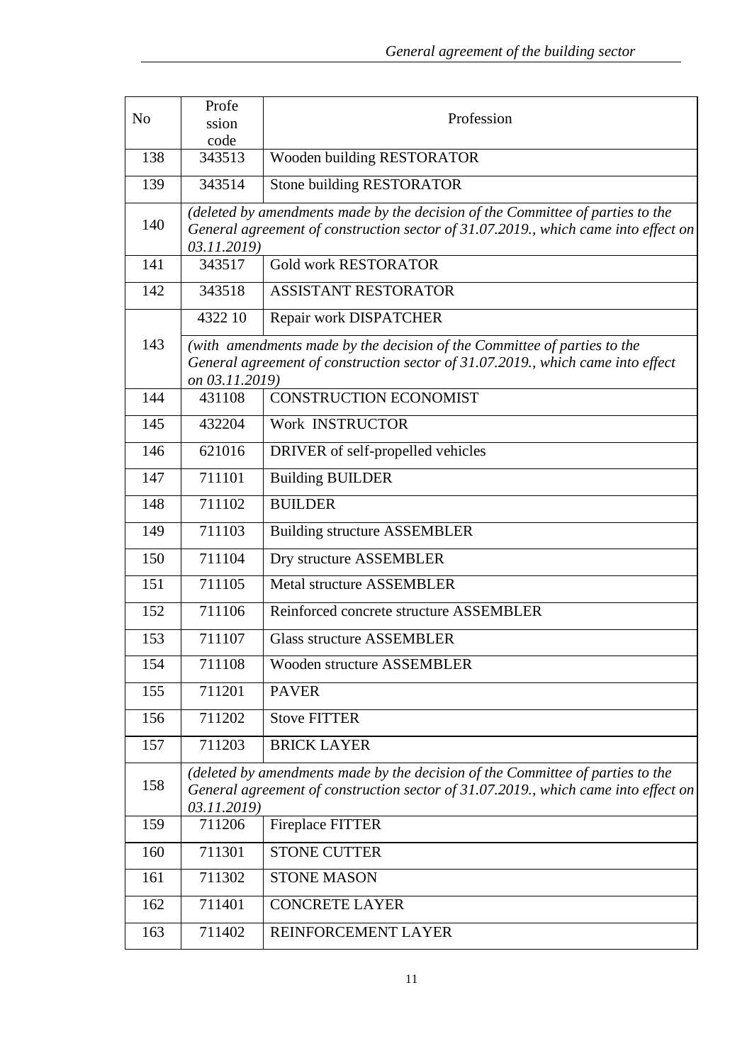| No | Profession code | Profession |
|---|---|---|
| 138 | 343513 | Wooden building RESTORATOR |
| 139 | 343514 | Stone building RESTORATOR |
| 140 | *(deleted by amendments made by the decision of the Committee of parties to the General agreement of construction sector of 31.07.2019., which came into effect on 03.11.2019)* | |
| 141 | 343517 | Gold work RESTORATOR |
| 142 | 343518 | ASSISTANT RESTORATOR |
| 143 | 4322 10 | Repair work DISPATCHER |
| | *(with amendments made by the decision of the Committee of parties to the General agreement of construction sector of 31.07.2019., which came into effect on 03.11.2019)* | |
| 144 | 431108 | CONSTRUCTION ECONOMIST |
| 145 | 432204 | Work INSTRUCTOR |
| 146 | 621016 | DRIVER of self-propelled vehicles |
| 147 | 711101 | Building BUILDER |
| 148 | 711102 | BUILDER |
| 149 | 711103 | Building structure ASSEMBLER |
| 150 | 711104 | Dry structure ASSEMBLER |
| 151 | 711105 | Metal structure ASSEMBLER |
| 152 | 711106 | Reinforced concrete structure ASSEMBLER |
| 153 | 711107 | Glass structure ASSEMBLER |
| 154 | 711108 | Wooden structure ASSEMBLER |
| 155 | 711201 | PAVER |
| 156 | 711202 | Stove FITTER |
| 157 | 711203 | BRICK LAYER |
| 158 | *(deleted by amendments made by the decision of the Committee of parties to the General agreement of construction sector of 31.07.2019., which came into effect on 03.11.2019)* | |
| 159 | 711206 | Fireplace FITTER |
| 160 | 711301 | STONE CUTTER |
| 161 | 711302 | STONE MASON |
| 162 | 711401 | CONCRETE LAYER |
| 163 | 711402 | REINFORCEMENT LAYER |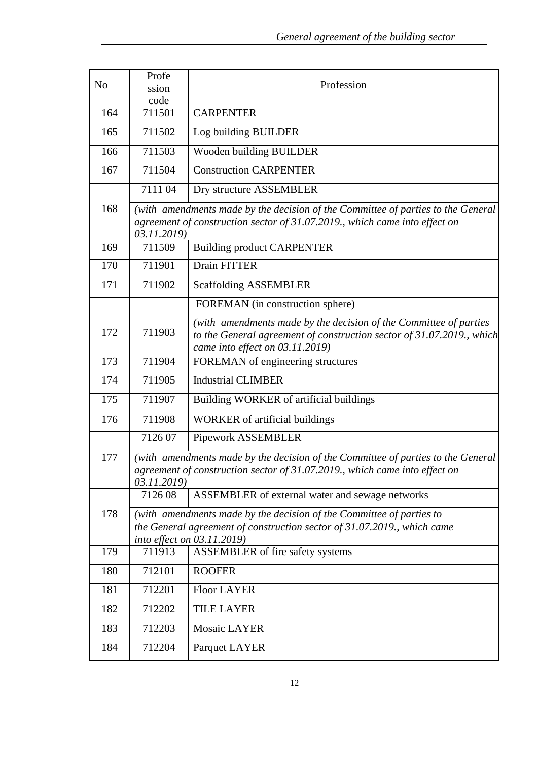| No | Profession code | Profession |
|---|---|---|
| 164 | 711501 | CARPENTER |
| 165 | 711502 | Log building BUILDER |
| 166 | 711503 | Wooden building BUILDER |
| 167 | 711504 | Construction CARPENTER |
| 168 | 7111 04 | Dry structure ASSEMBLER |
| | *(with amendments made by the decision of the Committee of parties to the General agreement of construction sector of 31.07.2019., which came into effect on 03.11.2019)* | |
| 169 | 711509 | Building product CARPENTER |
| 170 | 711901 | Drain FITTER |
| 171 | 711902 | Scaffolding ASSEMBLER |
| 172 | 711903 | FOREMAN (in construction sphere) *(with amendments made by the decision of the Committee of parties to the General agreement of construction sector of 31.07.2019., which came into effect on 03.11.2019)* |
| 173 | 711904 | FOREMAN of engineering structures |
| 174 | 711905 | Industrial CLIMBER |
| 175 | 711907 | Building WORKER of artificial buildings |
| 176 | 711908 | WORKER of artificial buildings |
| 177 | 7126 07 | Pipework ASSEMBLER |
| | *(with amendments made by the decision of the Committee of parties to the General agreement of construction sector of 31.07.2019., which came into effect on 03.11.2019)* | |
| 178 | 7126 08 | ASSEMBLER of external water and sewage networks |
| | *(with amendments made by the decision of the Committee of parties to the General agreement of construction sector of 31.07.2019., which came into effect on 03.11.2019)* | |
| 179 | 711913 | ASSEMBLER of fire safety systems |
| 180 | 712101 | ROOFER |
| 181 | 712201 | Floor LAYER |
| 182 | 712202 | TILE LAYER |
| 183 | 712203 | Mosaic LAYER |
| 184 | 712204 | Parquet LAYER |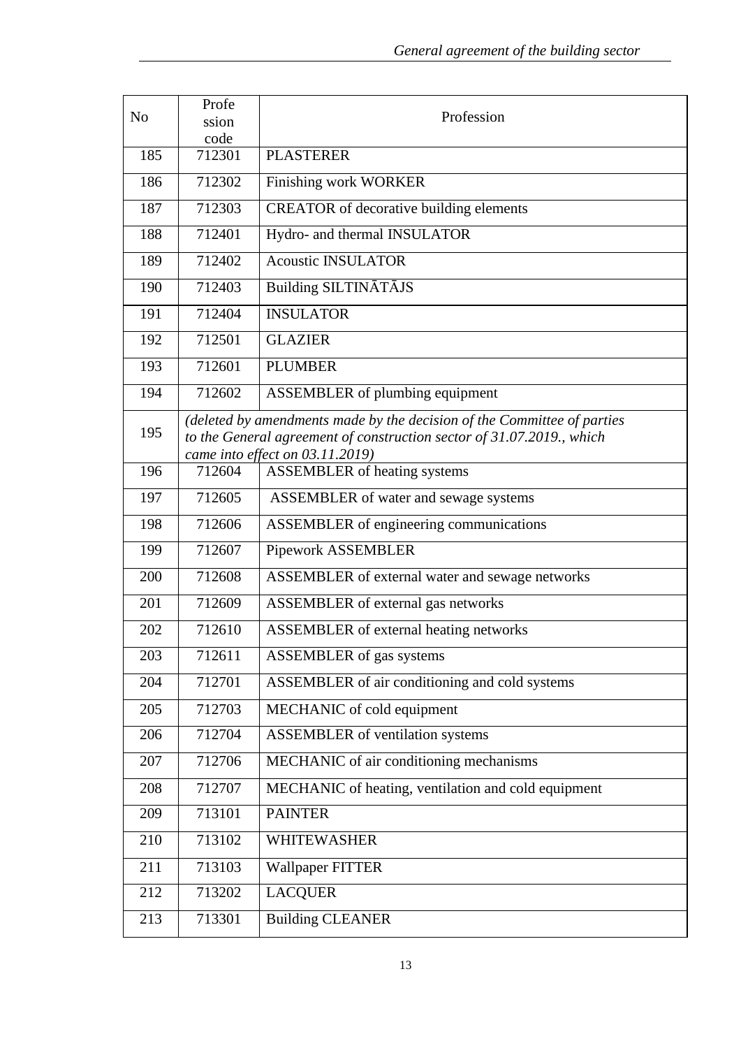| No | Profession code | Profession |
|---|---|---|
| 185 | 712301 | PLASTERER |
| 186 | 712302 | Finishing work WORKER |
| 187 | 712303 | CREATOR of decorative building elements |
| 188 | 712401 | Hydro- and thermal INSULATOR |
| 189 | 712402 | Acoustic INSULATOR |
| 190 | 712403 | Building SILTINĀTĀJS |
| 191 | 712404 | INSULATOR |
| 192 | 712501 | GLAZIER |
| 193 | 712601 | PLUMBER |
| 194 | 712602 | ASSEMBLER of plumbing equipment |
| 195 | *(deleted by amendments made by the decision of the Committee of parties to the General agreement of construction sector of 31.07.2019., which came into effect on 03.11.2019)* | |
| 196 | 712604 | ASSEMBLER of heating systems |
| 197 | 712605 | ASSEMBLER of water and sewage systems |
| 198 | 712606 | ASSEMBLER of engineering communications |
| 199 | 712607 | Pipework ASSEMBLER |
| 200 | 712608 | ASSEMBLER of external water and sewage networks |
| 201 | 712609 | ASSEMBLER of external gas networks |
| 202 | 712610 | ASSEMBLER of external heating networks |
| 203 | 712611 | ASSEMBLER of gas systems |
| 204 | 712701 | ASSEMBLER of air conditioning and cold systems |
| 205 | 712703 | MECHANIC of cold equipment |
| 206 | 712704 | ASSEMBLER of ventilation systems |
| 207 | 712706 | MECHANIC of air conditioning mechanisms |
| 208 | 712707 | MECHANIC of heating, ventilation and cold equipment |
| 209 | 713101 | PAINTER |
| 210 | 713102 | WHITEWASHER |
| 211 | 713103 | Wallpaper FITTER |
| 212 | 713202 | LACQUER |
| 213 | 713301 | Building CLEANER |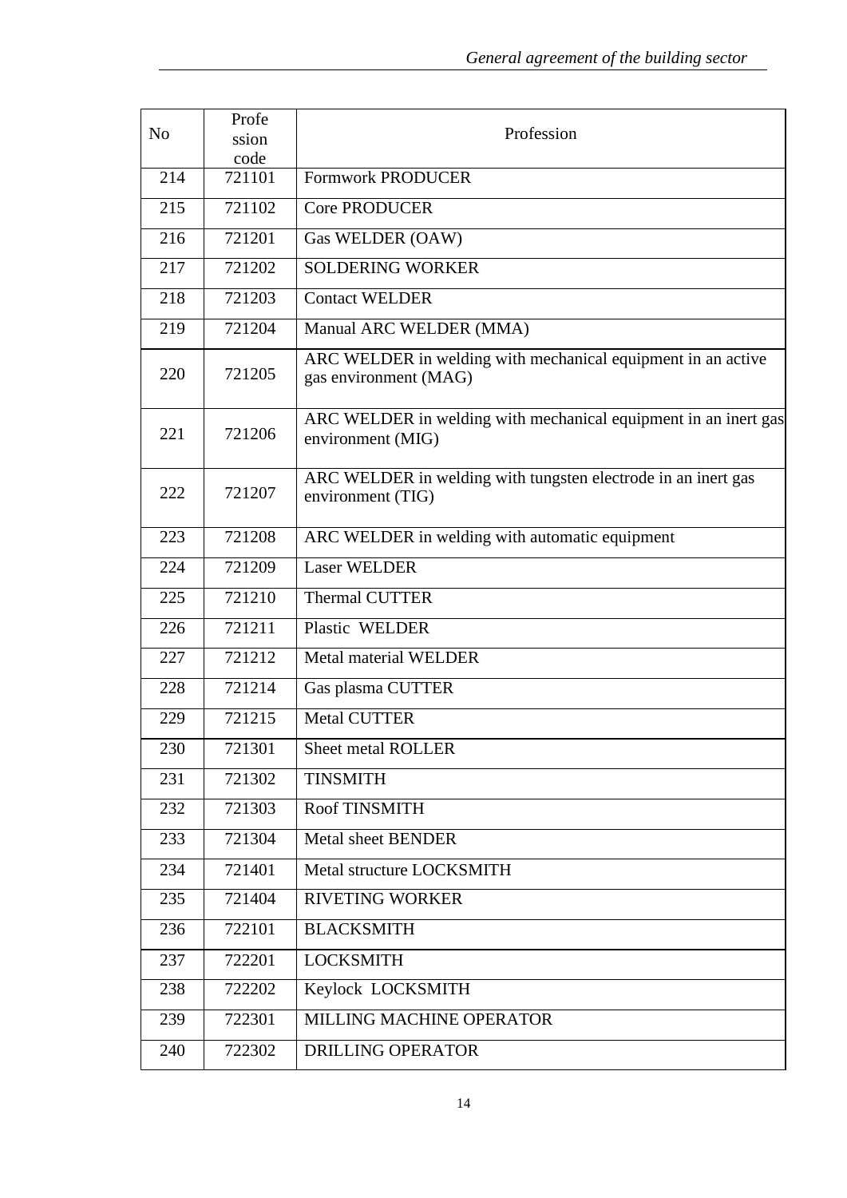| No | Profession code | Profession |
|---|---|---|
| 214 | 721101 | Formwork PRODUCER |
| 215 | 721102 | Core PRODUCER |
| 216 | 721201 | Gas WELDER (OAW) |
| 217 | 721202 | SOLDERING WORKER |
| 218 | 721203 | Contact WELDER |
| 219 | 721204 | Manual ARC WELDER (MMA) |
| 220 | 721205 | ARC WELDER in welding with mechanical equipment in an active gas environment (MAG) |
| 221 | 721206 | ARC WELDER in welding with mechanical equipment in an inert gas environment (MIG) |
| 222 | 721207 | ARC WELDER in welding with tungsten electrode in an inert gas environment (TIG) |
| 223 | 721208 | ARC WELDER in welding with automatic equipment |
| 224 | 721209 | Laser WELDER |
| 225 | 721210 | Thermal CUTTER |
| 226 | 721211 | Plastic WELDER |
| 227 | 721212 | Metal material WELDER |
| 228 | 721214 | Gas plasma CUTTER |
| 229 | 721215 | Metal CUTTER |
| 230 | 721301 | Sheet metal ROLLER |
| 231 | 721302 | TINSMITH |
| 232 | 721303 | Roof TINSMITH |
| 233 | 721304 | Metal sheet BENDER |
| 234 | 721401 | Metal structure LOCKSMITH |
| 235 | 721404 | RIVETING WORKER |
| 236 | 722101 | BLACKSMITH |
| 237 | 722201 | LOCKSMITH |
| 238 | 722202 | Keylock LOCKSMITH |
| 239 | 722301 | MILLING MACHINE OPERATOR |
| 240 | 722302 | DRILLING OPERATOR |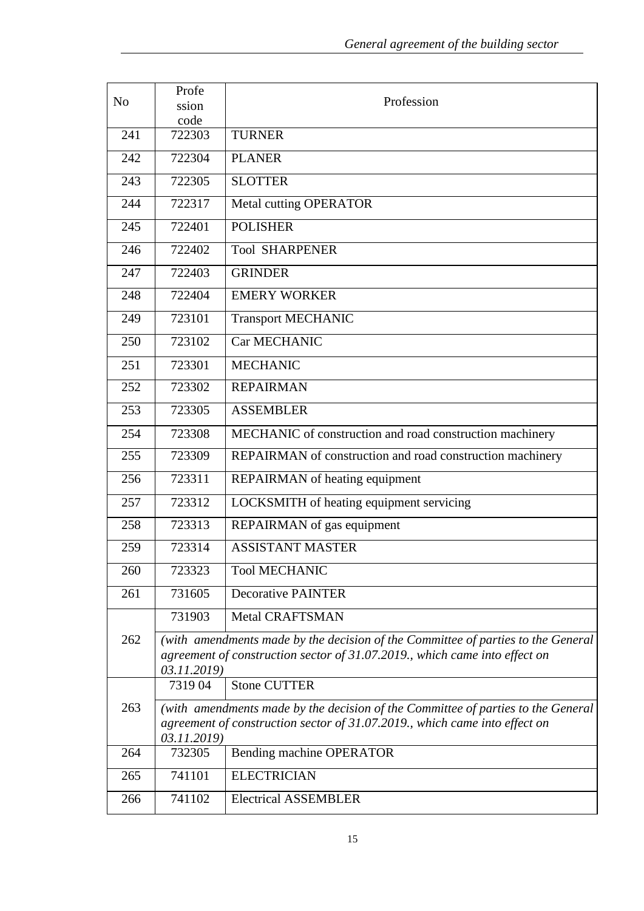| No | Profession code | Profession |
|---|---|---|
| 241 | 722303 | TURNER |
| 242 | 722304 | PLANER |
| 243 | 722305 | SLOTTER |
| 244 | 722317 | Metal cutting OPERATOR |
| 245 | 722401 | POLISHER |
| 246 | 722402 | Tool SHARPENER |
| 247 | 722403 | GRINDER |
| 248 | 722404 | EMERY WORKER |
| 249 | 723101 | Transport MECHANIC |
| 250 | 723102 | Car MECHANIC |
| 251 | 723301 | MECHANIC |
| 252 | 723302 | REPAIRMAN |
| 253 | 723305 | ASSEMBLER |
| 254 | 723308 | MECHANIC of construction and road construction machinery |
| 255 | 723309 | REPAIRMAN of construction and road construction machinery |
| 256 | 723311 | REPAIRMAN of heating equipment |
| 257 | 723312 | LOCKSMITH of heating equipment servicing |
| 258 | 723313 | REPAIRMAN of gas equipment |
| 259 | 723314 | ASSISTANT MASTER |
| 260 | 723323 | Tool MECHANIC |
| 261 | 731605 | Decorative PAINTER |
| 262 | 731903 | Metal CRAFTSMAN |
| | *(with amendments made by the decision of the Committee of parties to the General agreement of construction sector of 31.07.2019., which came into effect on 03.11.2019)* | |
| 263 | 7319 04 | Stone CUTTER |
| | *(with amendments made by the decision of the Committee of parties to the General agreement of construction sector of 31.07.2019., which came into effect on 03.11.2019)* | |
| 264 | 732305 | Bending machine OPERATOR |
| 265 | 741101 | ELECTRICIAN |
| 266 | 741102 | Electrical ASSEMBLER |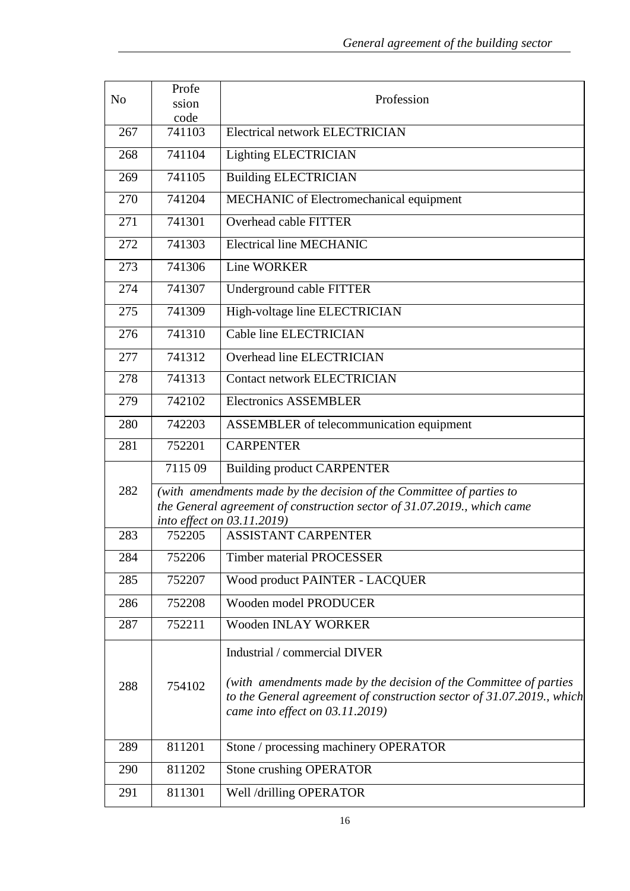| No | Profession code | Profession |
|---|---|---|
| 267 | 741103 | Electrical network ELECTRICIAN |
| 268 | 741104 | Lighting ELECTRICIAN |
| 269 | 741105 | Building ELECTRICIAN |
| 270 | 741204 | MECHANIC of Electromechanical equipment |
| 271 | 741301 | Overhead cable FITTER |
| 272 | 741303 | Electrical line MECHANIC |
| 273 | 741306 | Line WORKER |
| 274 | 741307 | Underground cable FITTER |
| 275 | 741309 | High-voltage line ELECTRICIAN |
| 276 | 741310 | Cable line ELECTRICIAN |
| 277 | 741312 | Overhead line ELECTRICIAN |
| 278 | 741313 | Contact network ELECTRICIAN |
| 279 | 742102 | Electronics ASSEMBLER |
| 280 | 742203 | ASSEMBLER of telecommunication equipment |
| 281 | 752201 | CARPENTER |
| 282 | 7115 09 | Building product CARPENTER |
| | *(with amendments made by the decision of the Committee of parties to the General agreement of construction sector of 31.07.2019., which came into effect on 03.11.2019)* | |
| 283 | 752205 | ASSISTANT CARPENTER |
| 284 | 752206 | Timber material PROCESSER |
| 285 | 752207 | Wood product PAINTER - LACQUER |
| 286 | 752208 | Wooden model PRODUCER |
| 287 | 752211 | Wooden INLAY WORKER |
| 288 | 754102 | Industrial / commercial DIVER<br><br>*(with amendments made by the decision of the Committee of parties to the General agreement of construction sector of 31.07.2019., which came into effect on 03.11.2019)* |
| 289 | 811201 | Stone / processing machinery OPERATOR |
| 290 | 811202 | Stone crushing OPERATOR |
| 291 | 811301 | Well /drilling OPERATOR |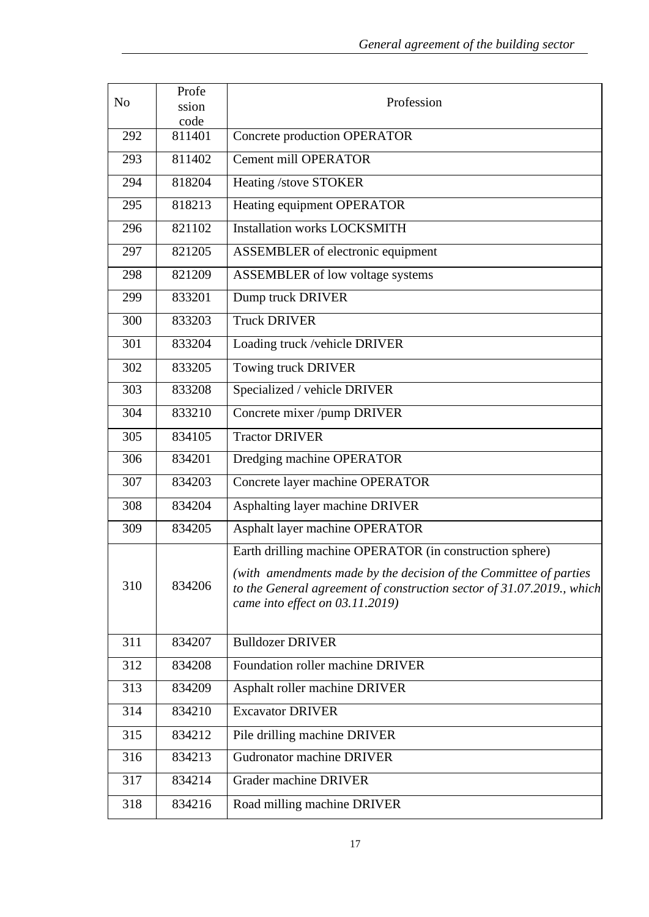| No | Profession code | Profession |
|---|---|---|
| 292 | 811401 | Concrete production OPERATOR |
| 293 | 811402 | Cement mill OPERATOR |
| 294 | 818204 | Heating /stove STOKER |
| 295 | 818213 | Heating equipment OPERATOR |
| 296 | 821102 | Installation works LOCKSMITH |
| 297 | 821205 | ASSEMBLER of electronic equipment |
| 298 | 821209 | ASSEMBLER of low voltage systems |
| 299 | 833201 | Dump truck DRIVER |
| 300 | 833203 | Truck DRIVER |
| 301 | 833204 | Loading truck /vehicle DRIVER |
| 302 | 833205 | Towing truck DRIVER |
| 303 | 833208 | Specialized / vehicle DRIVER |
| 304 | 833210 | Concrete mixer /pump DRIVER |
| 305 | 834105 | Tractor DRIVER |
| 306 | 834201 | Dredging machine OPERATOR |
| 307 | 834203 | Concrete layer machine OPERATOR |
| 308 | 834204 | Asphalting layer machine DRIVER |
| 309 | 834205 | Asphalt layer machine OPERATOR |
| 310 | 834206 | Earth drilling machine OPERATOR (in construction sphere) *(with amendments made by the decision of the Committee of parties to the General agreement of construction sector of 31.07.2019., which came into effect on 03.11.2019)* |
| 311 | 834207 | Bulldozer DRIVER |
| 312 | 834208 | Foundation roller machine DRIVER |
| 313 | 834209 | Asphalt roller machine DRIVER |
| 314 | 834210 | Excavator DRIVER |
| 315 | 834212 | Pile drilling machine DRIVER |
| 316 | 834213 | Gudronator machine DRIVER |
| 317 | 834214 | Grader machine DRIVER |
| 318 | 834216 | Road milling machine DRIVER |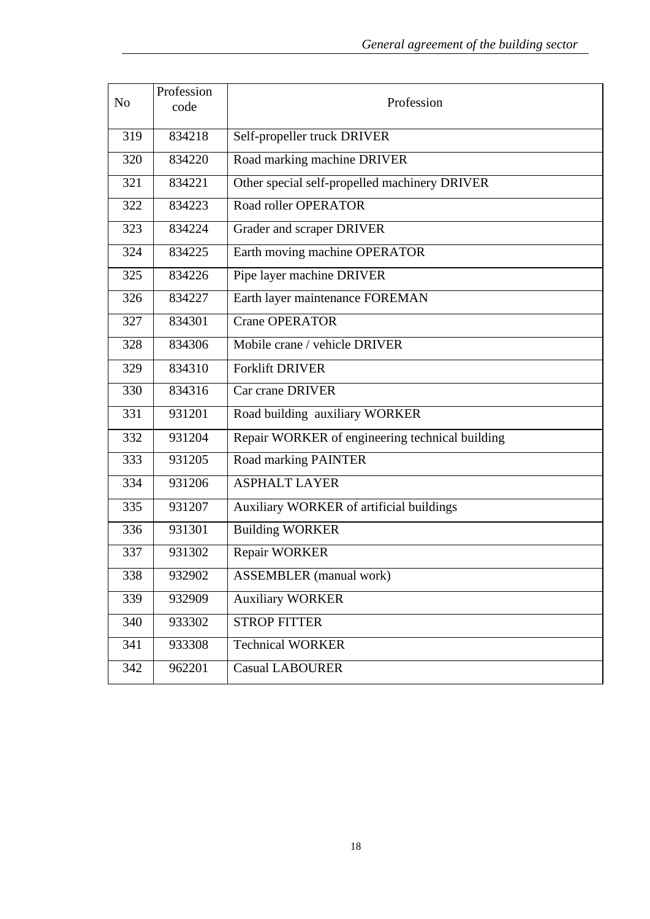| No | Profession code | Profession |
|---|---|---|
| 319 | 834218 | Self-propeller truck DRIVER |
| 320 | 834220 | Road marking machine DRIVER |
| 321 | 834221 | Other special self-propelled machinery DRIVER |
| 322 | 834223 | Road roller OPERATOR |
| 323 | 834224 | Grader and scraper DRIVER |
| 324 | 834225 | Earth moving machine OPERATOR |
| 325 | 834226 | Pipe layer machine DRIVER |
| 326 | 834227 | Earth layer maintenance FOREMAN |
| 327 | 834301 | Crane OPERATOR |
| 328 | 834306 | Mobile crane / vehicle DRIVER |
| 329 | 834310 | Forklift DRIVER |
| 330 | 834316 | Car crane DRIVER |
| 331 | 931201 | Road building auxiliary WORKER |
| 332 | 931204 | Repair WORKER of engineering technical building |
| 333 | 931205 | Road marking PAINTER |
| 334 | 931206 | ASPHALT LAYER |
| 335 | 931207 | Auxiliary WORKER of artificial buildings |
| 336 | 931301 | Building WORKER |
| 337 | 931302 | Repair WORKER |
| 338 | 932902 | ASSEMBLER (manual work) |
| 339 | 932909 | Auxiliary WORKER |
| 340 | 933302 | STROP FITTER |
| 341 | 933308 | Technical WORKER |
| 342 | 962201 | Casual LABOURER |